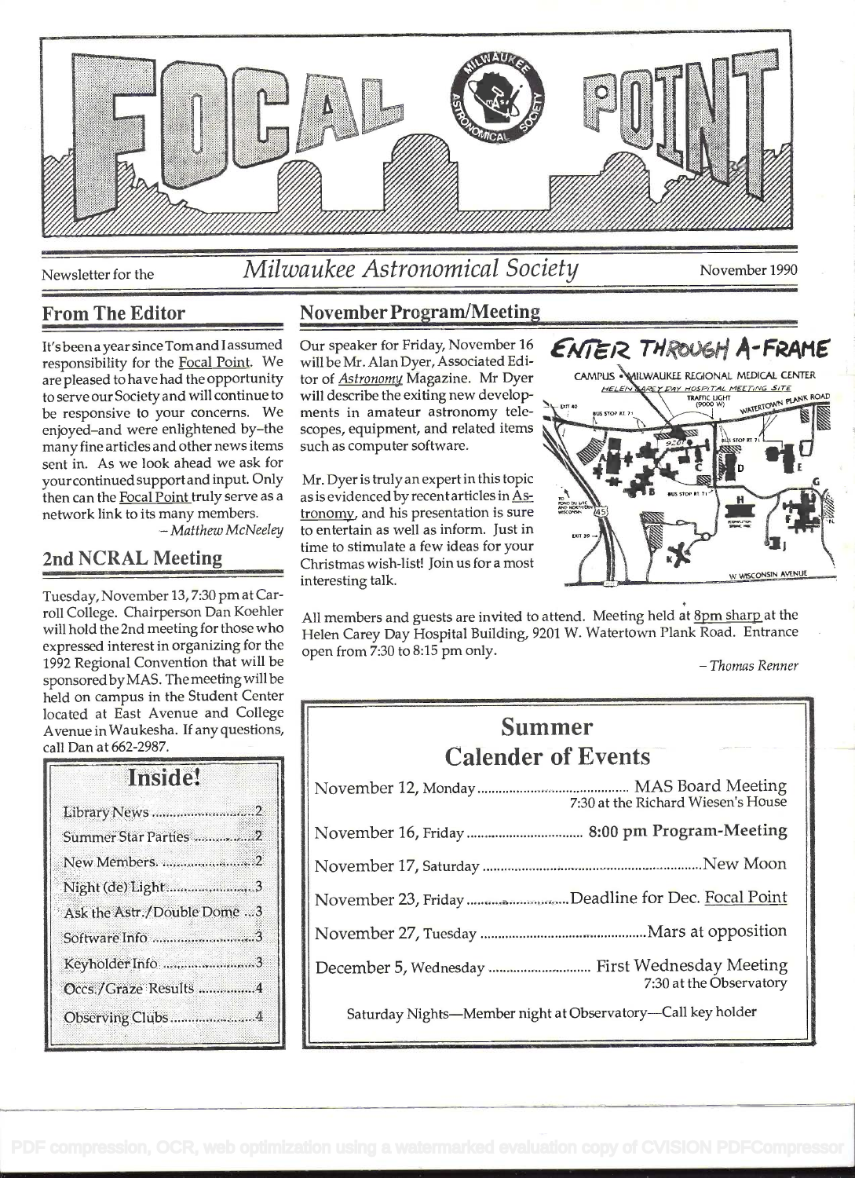# FOCAL POINT

Newsletter for the *Milwaukee Astronomical Society* November 1990

## From The Editor

It's been a year since Tom and I assumed responsibility for the Focal Point. We are pleased to have had the opportunity to serve our Society and will continue to be responsive to your concerns. We enjoyed–and were enlightened by–the many fine articles and other news items sent in. As we look ahead we ask for your continued support and input. Only then can the Focal Point truly serve as a network link to its many members.

*– Matthew McNeeley*

## 2nd NCRAL Meeting

Tuesday, November 13, 7:30 pm at Carroll College. Chairperson Dan Koehler will hold the 2nd meeting for those who expressed interest in organizing for the 1992 Regional Convention that will be sponsored by MAS. The meeting will be held on campus in the Student Center located at East Avenue and College Avenue in Waukesha. If any questions, call Dan at 662-2987.

## Inside!

- Library News ..... 2
- Summer Star Parties ..... 2
- New Members ..... 2
- Night (de) Light ..... 3
- Ask the Astr./Double Dome ... 3
- Software Info ..... 3
- Keyholder Info ..... 3
- Occs./Graze Results ..... 4
- Observing Clubs ..... 4

## November Program/Meeting

Our speaker for Friday, November 16 will be Mr. Alan Dyer, Associated Editor of *Astronomy* Magazine. Mr Dyer will describe the exiting new developments in amateur astronomy telescopes, equipment, and related items such as computer software.

Mr. Dyer is truly an expert in this topic as is evidenced by recent articles in Astronomy, and his presentation is sure to entertain as well as inform. Just in time to stimulate a few ideas for your Christmas wish-list! Join us for a most interesting talk.

ENTER THROUGH A-FRAME

CAMPUS • MILWAUKEE REGIONAL MEDICAL CENTER — HELEN CAREY DAY HOSPITAL MEETING SITE

All members and guests are invited to attend. Meeting held at 8pm sharp at the Helen Carey Day Hospital Building, 9201 W. Watertown Plank Road. Entrance open from 7:30 to 8:15 pm only.

*– Thomas Renner*

## Summer Calender of Events

| Date | Event |
|---|---|
| November 12, Monday | MAS Board Meeting — 7:30 at the Richard Wiesen's House |
| November 16, Friday | **8:00 pm Program-Meeting** |
| November 17, Saturday | New Moon |
| November 23, Friday | Deadline for Dec. Focal Point |
| November 27, Tuesday | Mars at opposition |
| December 5, Wednesday | First Wednesday Meeting — 7:30 at the Observatory |

Saturday Nights—Member night at Observatory—Call key holder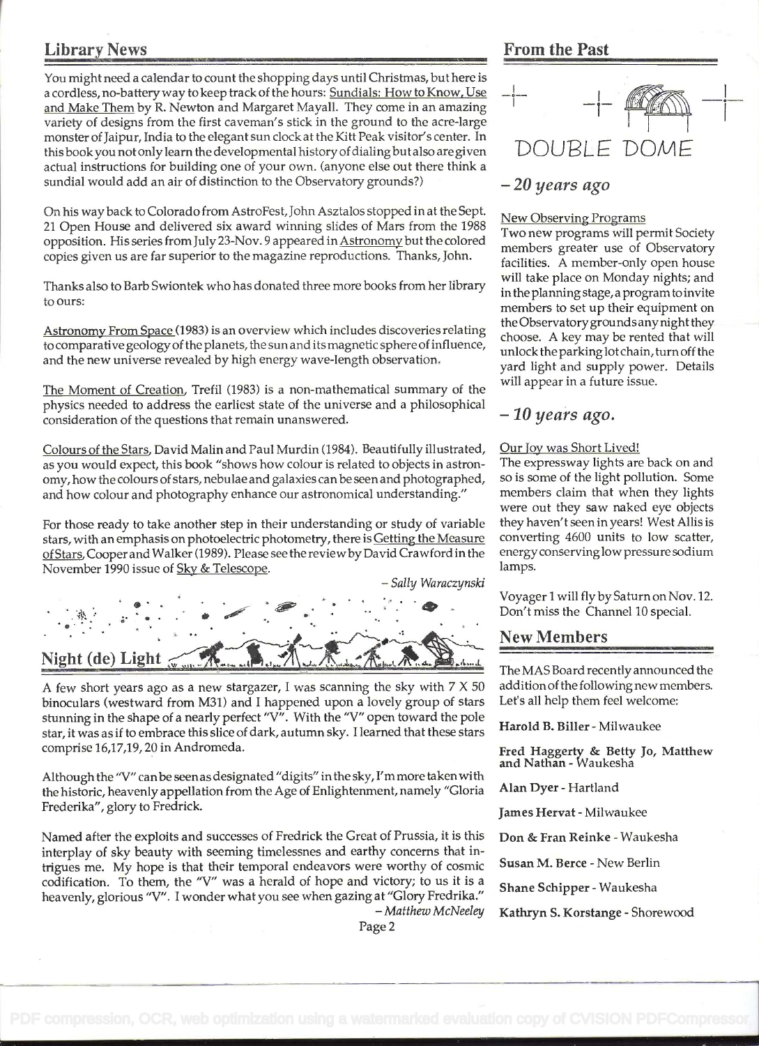## Library News

You might need a calendar to count the shopping days until Christmas, but here is a cordless, no-battery way to keep track of the hours: Sundials: How to Know, Use and Make Them by R. Newton and Margaret Mayall. They come in an amazing variety of designs from the first caveman's stick in the ground to the acre-large monster of Jaipur, India to the elegant sun clock at the Kitt Peak visitor's center. In this book you not only learn the developmental history of dialing but also are given actual instructions for building one of your own. (anyone else out there think a sundial would add an air of distinction to the Observatory grounds?)

On his way back to Colorado from AstroFest, John Asztalos stopped in at the Sept. 21 Open House and delivered six award winning slides of Mars from the 1988 opposition. His series from July 23-Nov. 9 appeared in Astronomy but the colored copies given us are far superior to the magazine reproductions. Thanks, John.

Thanks also to Barb Swiontek who has donated three more books from her library to ours:

Astronomy From Space (1983) is an overview which includes discoveries relating to comparative geology of the planets, the sun and its magnetic sphere of influence, and the new universe revealed by high energy wave-length observation.

The Moment of Creation, Trefil (1983) is a non-mathematical summary of the physics needed to address the earliest state of the universe and a philosophical consideration of the questions that remain unanswered.

Colours of the Stars, David Malin and Paul Murdin (1984). Beautifully illustrated, as you would expect, this book "shows how colour is related to objects in astronomy, how the colours of stars, nebulae and galaxies can be seen and photographed, and how colour and photography enhance our astronomical understanding."

For those ready to take another step in their understanding or study of variable stars, with an emphasis on photoelectric photometry, there is Getting the Measure of Stars, Cooper and Walker (1989). Please see the review by David Crawford in the November 1990 issue of Sky & Telescope.

*– Sally Waraczynski*

## Night (de) Light

A few short years ago as a new stargazer, I was scanning the sky with 7 X 50 binoculars (westward from M31) and I happened upon a lovely group of stars stunning in the shape of a nearly perfect "V". With the "V" open toward the pole star, it was as if to embrace this slice of dark, autumn sky. I learned that these stars comprise 16,17,19, 20 in Andromeda.

Although the "V" can be seen as designated "digits" in the sky, I'm more taken with the historic, heavenly appellation from the Age of Enlightenment, namely "Gloria Frederika", glory to Fredrick.

Named after the exploits and successes of Fredrick the Great of Prussia, it is this interplay of sky beauty with seeming timelessnes and earthy concerns that intrigues me. My hope is that their temporal endeavors were worthy of cosmic codification. To them, the "V" was a herald of hope and victory; to us it is a heavenly, glorious "V". I wonder what you see when gazing at "Glory Fredrika."

*– Matthew McNeeley*

## From the Past

DOUBLE DOME

### *– 20 years ago*

New Observing Programs

Two new programs will permit Society members greater use of Observatory facilities. A member-only open house will take place on Monday nights; and in the planning stage, a program to invite members to set up their equipment on the Observatory grounds any night they choose. A key may be rented that will unlock the parking lot chain, turn off the yard light and supply power. Details will appear in a future issue.

### *– 10 years ago.*

Our Joy was Short Lived!

The expressway lights are back on and so is some of the light pollution. Some members claim that when they lights were out they saw naked eye objects they haven't seen in years! West Allis is converting 4600 units to low scatter, energy conserving low pressure sodium lamps.

Voyager 1 will fly by Saturn on Nov. 12. Don't miss the Channel 10 special.

## New Members

The MAS Board recently announced the addition of the following new members. Let's all help them feel welcome:

**Harold B. Biller** - Milwaukee

**Fred Haggerty & Betty Jo, Matthew and Nathan** - Waukesha

**Alan Dyer** - Hartland

**James Hervat** - Milwaukee

**Don & Fran Reinke** - Waukesha

**Susan M. Berce** - New Berlin

**Shane Schipper** - Waukesha

**Kathryn S. Korstange** - Shorewood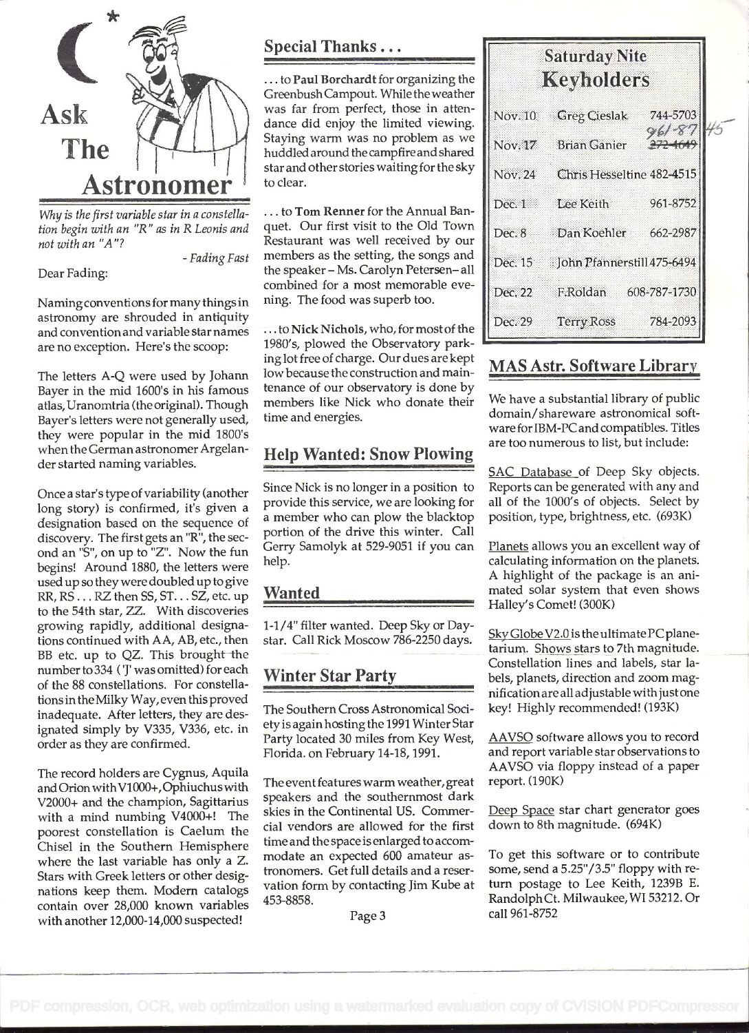# Ask The Astronomer

*Why is the first variable star in a constellation begin with an "R" as in R Leonis and not with an "A"?*

*- Fading Fast*

Dear Fading:

Naming conventions for many things in astronomy are shrouded in antiquity and convention and variable star names are no exception. Here's the scoop:

The letters A-Q were used by Johann Bayer in the mid 1600's in his famous atlas, Uranomtria (the original). Though Bayer's letters were not generally used, they were popular in the mid 1800's when the German astronomer Argelander started naming variables.

Once a star's type of variability (another long story) is confirmed, it's given a designation based on the sequence of discovery. The first gets an "R", the second an "S", on up to "Z". Now the fun begins! Around 1880, the letters were used up so they were doubled up to give RR, RS... RZ then SS, ST... SZ, etc. up to the 54th star, ZZ. With discoveries growing rapidly, additional designations continued with AA, AB, etc., then BB etc. up to QZ. This brought the number to 334 ('J' was omitted) for each of the 88 constellations. For constellations in the Milky Way, even this proved inadequate. After letters, they are designated simply by V335, V336, etc. in order as they are confirmed.

The record holders are Cygnus, Aquila and Orion with V1000+, Ophiuchus with V2000+ and the champion, Sagittarius with a mind numbing V4000+! The poorest constellation is Caelum the Chisel in the Southern Hemisphere where the last variable has only a Z. Stars with Greek letters or other designations keep them. Modern catalogs contain over 28,000 known variables with another 12,000-14,000 suspected!

## Special Thanks...

... to **Paul Borchardt** for organizing the Greenbush Campout. While the weather was far from perfect, those in attendance did enjoy the limited viewing. Staying warm was no problem as we huddled around the campfire and shared star and other stories waiting for the sky to clear.

... to **Tom Renner** for the Annual Banquet. Our first visit to the Old Town Restaurant was well received by our members as the setting, the songs and the speaker – Ms. Carolyn Petersen– all combined for a most memorable evening. The food was superb too.

... to **Nick Nichols**, who, for most of the 1980's, plowed the Observatory parking lot free of charge. Our dues are kept low because the construction and maintenance of our observatory is done by members like Nick who donate their time and energies.

## Help Wanted: Snow Plowing

Since Nick is no longer in a position to provide this service, we are looking for a member who can plow the blacktop portion of the drive this winter. Call Gerry Samolyk at 529-9051 if you can help.

## Wanted

1-1/4" filter wanted. Deep Sky or Daystar. Call Rick Moscow 786-2250 days.

## Winter Star Party

The Southern Cross Astronomical Society is again hosting the 1991 Winter Star Party located 30 miles from Key West, Florida. on February 14-18, 1991.

The event features warm weather, great speakers and the southernmost dark skies in the Continental US. Commercial vendors are allowed for the first time and the space is enlarged to accommodate an expected 600 amateur astronomers. Get full details and a reservation form by contacting Jim Kube at 453-8858.

## Saturday Nite Keyholders

| Date | Keyholder | Phone |
|---|---|---|
| Nov. 10 | Greg Cieslak | 744-5703 |
| Nov. 17 | Brian Ganier | ~~272-4649~~ 961-8745 |
| Nov. 24 | Chris Hesseltine | 482-4515 |
| Dec. 1 | Lee Keith | 961-8752 |
| Dec. 8 | Dan Koehler | 662-2987 |
| Dec. 15 | John Pfannerstill | 475-6494 |
| Dec. 22 | F. Roldan | 608-787-1730 |
| Dec. 29 | Terry Ross | 784-2093 |

## MAS Astr. Software Library

We have a substantial library of public domain/shareware astronomical software for IBM-PC and compatibles. Titles are too numerous to list, but include:

SAC Database of Deep Sky objects. Reports can be generated with any and all of the 1000's of objects. Select by position, type, brightness, etc. (693K)

Planets allows you an excellent way of calculating information on the planets. A highlight of the package is an animated solar system that even shows Halley's Comet! (300K)

Sky Globe V2.0 is the ultimate PC planetarium. Shows stars to 7th magnitude. Constellation lines and labels, star labels, planets, direction and zoom magnification are all adjustable with just one key! Highly recommended! (193K)

AAVSO software allows you to record and report variable star observations to AAVSO via floppy instead of a paper report. (190K)

Deep Space star chart generator goes down to 8th magnitude. (694K)

To get this software or to contribute some, send a 5.25"/3.5" floppy with return postage to Lee Keith, 1239B E. Randolph Ct. Milwaukee, WI 53212. Or call 961-8752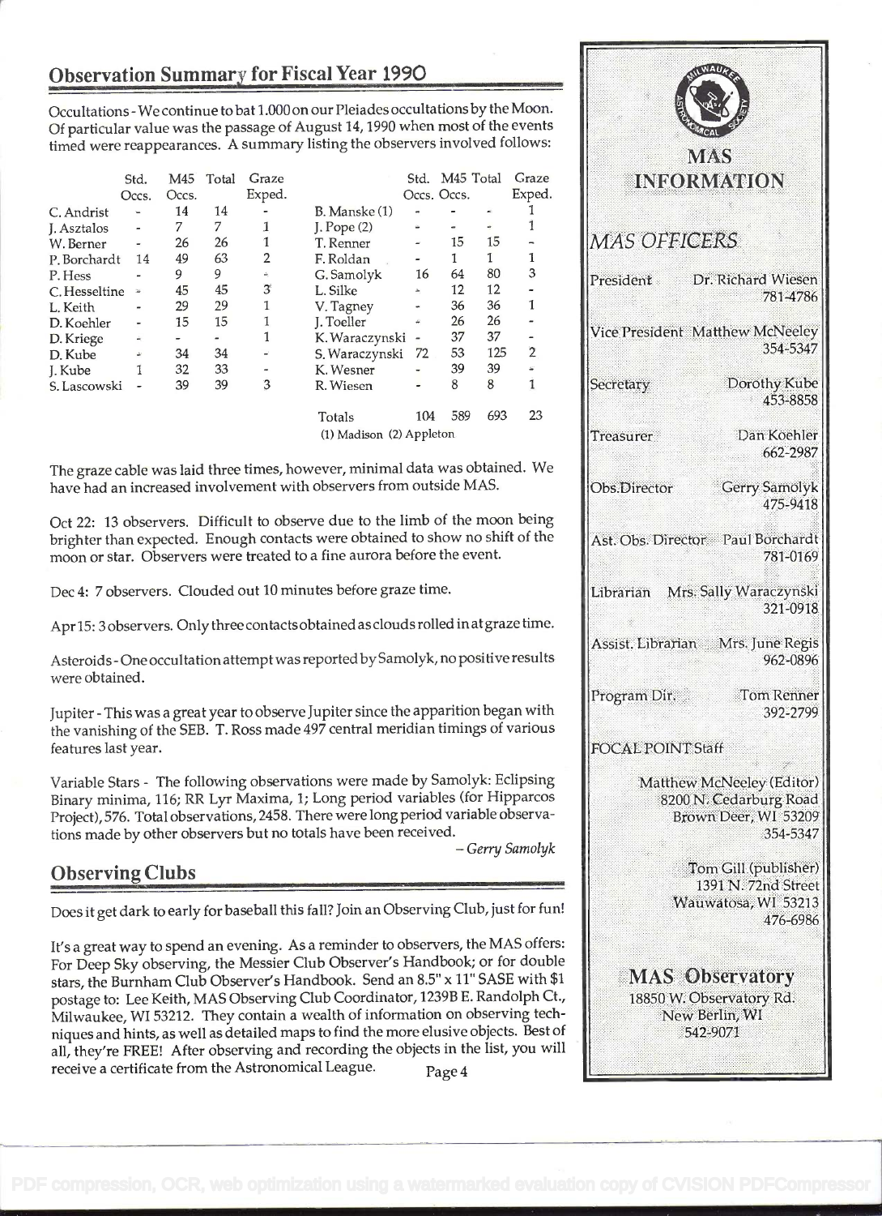## Observation Summary for Fiscal Year 1990

Occultations - We continue to bat 1.000 on our Pleiades occultations by the Moon. Of particular value was the passage of August 14, 1990 when most of the events timed were reappearances. A summary listing the observers involved follows:

| | Std. Occs. | M45 Occs. | Total | Graze Exped. |
|---|---|---|---|---|
| C. Andrist | - | 14 | 14 | - |
| J. Asztalos | - | 7 | 7 | 1 |
| W. Berner | - | 26 | 26 | 1 |
| P. Borchardt | 14 | 49 | 63 | 2 |
| P. Hess | - | 9 | 9 | - |
| C. Hesseltine | - | 45 | 45 | 3 |
| L. Keith | - | 29 | 29 | 1 |
| D. Koehler | - | 15 | 15 | 1 |
| D. Kriege | - | - | - | 1 |
| D. Kube | - | 34 | 34 | - |
| J. Kube | 1 | 32 | 33 | - |
| S. Lascowski | - | 39 | 39 | 3 |
| B. Manske (1) | - | - | - | 1 |
| J. Pope (2) | - | - | - | 1 |
| T. Renner | - | 15 | 15 | - |
| F. Roldan | - | 1 | 1 | 1 |
| G. Samolyk | 16 | 64 | 80 | 3 |
| L. Silke | - | 12 | 12 | - |
| V. Tagney | - | 36 | 36 | 1 |
| J. Toeller | - | 26 | 26 | - |
| K. Waraczynski | - | 37 | 37 | - |
| S. Waraczynski | 72 | 53 | 125 | 2 |
| K. Wesner | - | 39 | 39 | - |
| R. Wiesen | - | 8 | 8 | 1 |
| Totals | 104 | 589 | 693 | 23 |

(1) Madison (2) Appleton

The graze cable was laid three times, however, minimal data was obtained. We have had an increased involvement with observers from outside MAS.

Oct 22: 13 observers. Difficult to observe due to the limb of the moon being brighter than expected. Enough contacts were obtained to show no shift of the moon or star. Observers were treated to a fine aurora before the event.

Dec 4: 7 observers. Clouded out 10 minutes before graze time.

Apr 15: 3 observers. Only three contacts obtained as clouds rolled in at graze time.

Asteroids - One occultation attempt was reported by Samolyk, no positive results were obtained.

Jupiter - This was a great year to observe Jupiter since the apparition began with the vanishing of the SEB. T. Ross made 497 central meridian timings of various features last year.

Variable Stars - The following observations were made by Samolyk: Eclipsing Binary minima, 116; RR Lyr Maxima, 1; Long period variables (for Hipparcos Project), 576. Total observations, 2458. There were long period variable observations made by other observers but no totals have been received.

*– Gerry Samolyk*

## Observing Clubs

Does it get dark to early for baseball this fall? Join an Observing Club, just for fun!

It's a great way to spend an evening. As a reminder to observers, the MAS offers: For Deep Sky observing, the Messier Club Observer's Handbook; or for double stars, the Burnham Club Observer's Handbook. Send an 8.5" x 11" SASE with $1 postage to: Lee Keith, MAS Observing Club Coordinator, 1239B E. Randolph Ct., Milwaukee, WI 53212. They contain a wealth of information on observing techniques and hints, as well as detailed maps to find the more elusive objects. Best of all, they're FREE! After observing and recording the objects in the list, you will receive a certificate from the Astronomical League.

## MAS INFORMATION

### MAS OFFICERS

President: Dr. Richard Wiesen, 781-4786

Vice President: Matthew McNeeley, 354-5347

Secretary: Dorothy Kube, 453-8858

Treasurer: Dan Koehler, 662-2987

Obs. Director: Gerry Samolyk, 475-9418

Ast. Obs. Director: Paul Borchardt, 781-0169

Librarian: Mrs. Sally Waraczynski, 321-0918

Assist. Librarian: Mrs. June Regis, 962-0896

Program Dir.: Tom Renner, 392-2799

### FOCAL POINT Staff

Matthew McNeeley (Editor)
8200 N. Cedarburg Road
Brown Deer, WI 53209
354-5347

Tom Gill (publisher)
1391 N. 72nd Street
Wauwatosa, WI 53213
476-6986

### MAS Observatory

18850 W. Observatory Rd.
New Berlin, WI
542-9071